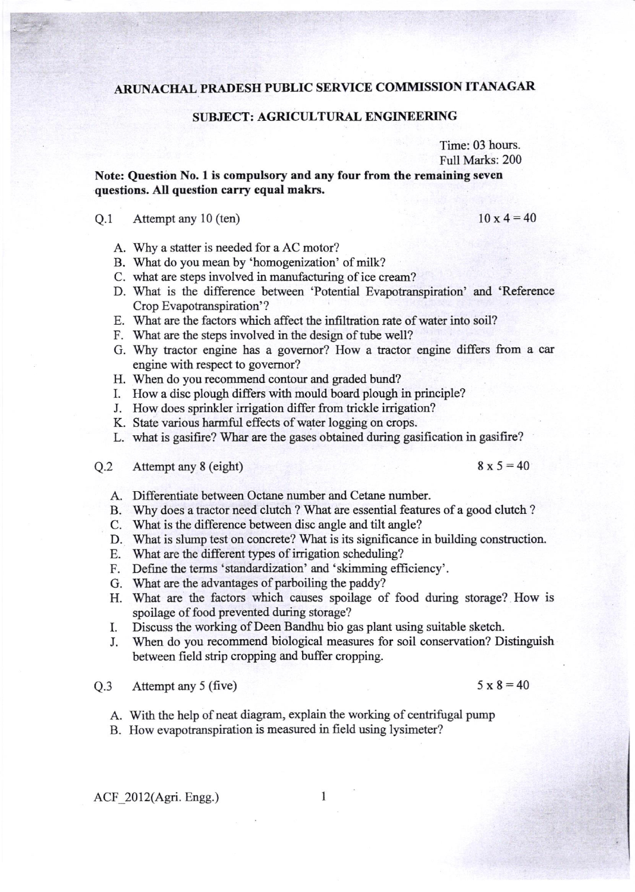# ARUNACHAL PRADESH PUBLIC SERVICE COMMISSION ITANAGAR

## SUBJECT: AGRICULTURAL ENGINEERING

Time: 03 hours.
Full Marks: 200

**Note: Question No. 1 is compulsory and any four from the remaining seven questions. All question carry equal makrs.**

Q.1 Attempt any 10 (ten) $10 \times 4 = 40$

A. Why a statter is needed for a AC motor?
B. What do you mean by 'homogenization' of milk?
C. what are steps involved in manufacturing of ice cream?
D. What is the difference between 'Potential Evapotranspiration' and 'Reference Crop Evapotranspiration'?
E. What are the factors which affect the infiltration rate of water into soil?
F. What are the steps involved in the design of tube well?
G. Why tractor engine has a governor? How a tractor engine differs from a car engine with respect to governor?
H. When do you recommend contour and graded bund?
I. How a disc plough differs with mould board plough in principle?
J. How does sprinkler irrigation differ from trickle irrigation?
K. State various harmful effects of water logging on crops.
L. what is gasifire? Whar are the gases obtained during gasification in gasifire?

Q.2 Attempt any 8 (eight) $8 \times 5 = 40$

A. Differentiate between Octane number and Cetane number.
B. Why does a tractor need clutch ? What are essential features of a good clutch ?
C. What is the difference between disc angle and tilt angle?
D. What is slump test on concrete? What is its significance in building construction.
E. What are the different types of irrigation scheduling?
F. Define the terms 'standardization' and 'skimming efficiency'.
G. What are the advantages of parboiling the paddy?
H. What are the factors which causes spoilage of food during storage? How is spoilage of food prevented during storage?
I. Discuss the working of Deen Bandhu bio gas plant using suitable sketch.
J. When do you recommend biological measures for soil conservation? Distinguish between field strip cropping and buffer cropping.

Q.3 Attempt any 5 (five) $5 \times 8 = 40$

A. With the help of neat diagram, explain the working of centrifugal pump
B. How evapotranspiration is measured in field using lysimeter?

ACF_2012(Agri. Engg.)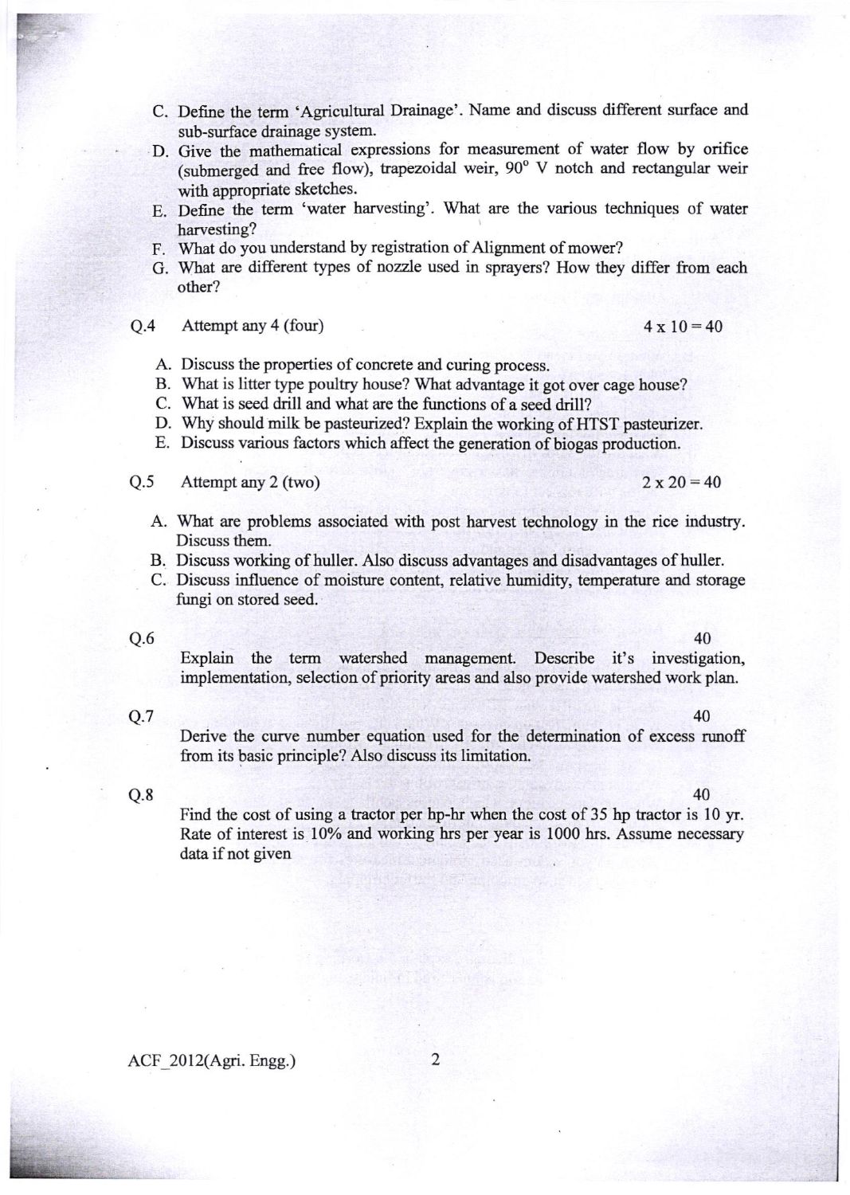C. Define the term 'Agricultural Drainage'. Name and discuss different surface and sub-surface drainage system.

D. Give the mathematical expressions for measurement of water flow by orifice (submerged and free flow), trapezoidal weir, $90^{o}$ V notch and rectangular weir with appropriate sketches.

E. Define the term 'water harvesting'. What are the various techniques of water harvesting?

F. What do you understand by registration of Alignment of mower?

G. What are different types of nozzle used in sprayers? How they differ from each other?

Q.4 Attempt any 4 (four) $4 \times 10 = 40$

A. Discuss the properties of concrete and curing process.

B. What is litter type poultry house? What advantage it got over cage house?

C. What is seed drill and what are the functions of a seed drill?

D. Why should milk be pasteurized? Explain the working of HTST pasteurizer.

E. Discuss various factors which affect the generation of biogas production.

Q.5 Attempt any 2 (two) $2 \times 20 = 40$

A. What are problems associated with post harvest technology in the rice industry. Discuss them.

B. Discuss working of huller. Also discuss advantages and disadvantages of huller.

C. Discuss influence of moisture content, relative humidity, temperature and storage fungi on stored seed.

Q.6 40

Explain the term watershed management. Describe it's investigation, implementation, selection of priority areas and also provide watershed work plan.

Q.7 40

Derive the curve number equation used for the determination of excess runoff from its basic principle? Also discuss its limitation.

Q.8 40

Find the cost of using a tractor per hp-hr when the cost of 35 hp tractor is 10 yr. Rate of interest is 10% and working hrs per year is 1000 hrs. Assume necessary data if not given